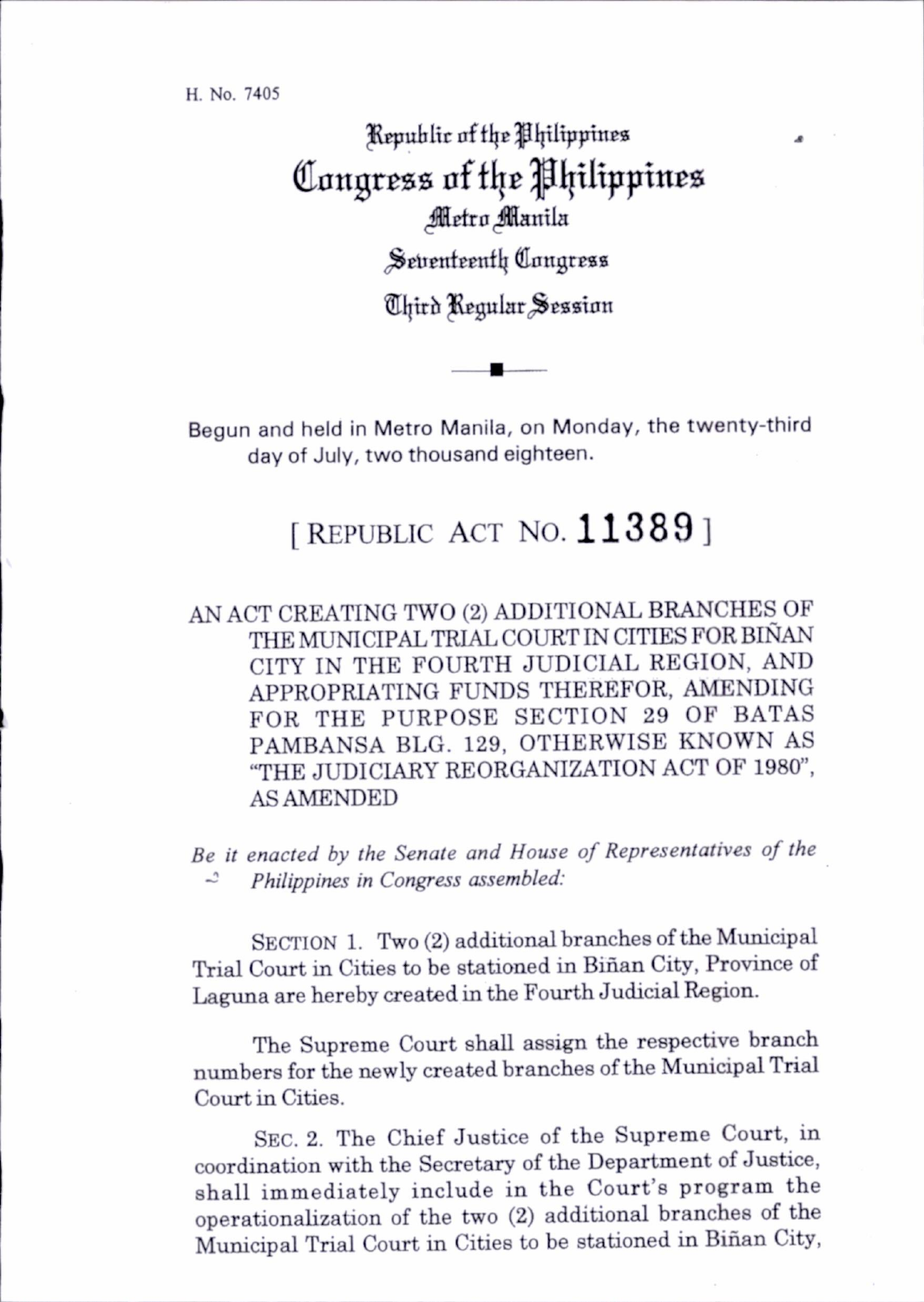H. No. 7405

Republic of the Philippines
# Congress of the Philippines
Metro Manila

Seventeenth Congress

Third Regular Session

Begun and held in Metro Manila, on Monday, the twenty-third day of July, two thousand eighteen.

## [ REPUBLIC ACT NO. 11389 ]

AN ACT CREATING TWO (2) ADDITIONAL BRANCHES OF THE MUNICIPAL TRIAL COURT IN CITIES FOR BIÑAN CITY IN THE FOURTH JUDICIAL REGION, AND APPROPRIATING FUNDS THEREFOR, AMENDING FOR THE PURPOSE SECTION 29 OF BATAS PAMBANSA BLG. 129, OTHERWISE KNOWN AS "THE JUDICIARY REORGANIZATION ACT OF 1980", AS AMENDED

*Be it enacted by the Senate and House of Representatives of the Philippines in Congress assembled:*

SECTION 1. Two (2) additional branches of the Municipal Trial Court in Cities to be stationed in Biñan City, Province of Laguna are hereby created in the Fourth Judicial Region.

The Supreme Court shall assign the respective branch numbers for the newly created branches of the Municipal Trial Court in Cities.

SEC. 2. The Chief Justice of the Supreme Court, in coordination with the Secretary of the Department of Justice, shall immediately include in the Court's program the operationalization of the two (2) additional branches of the Municipal Trial Court in Cities to be stationed in Biñan City,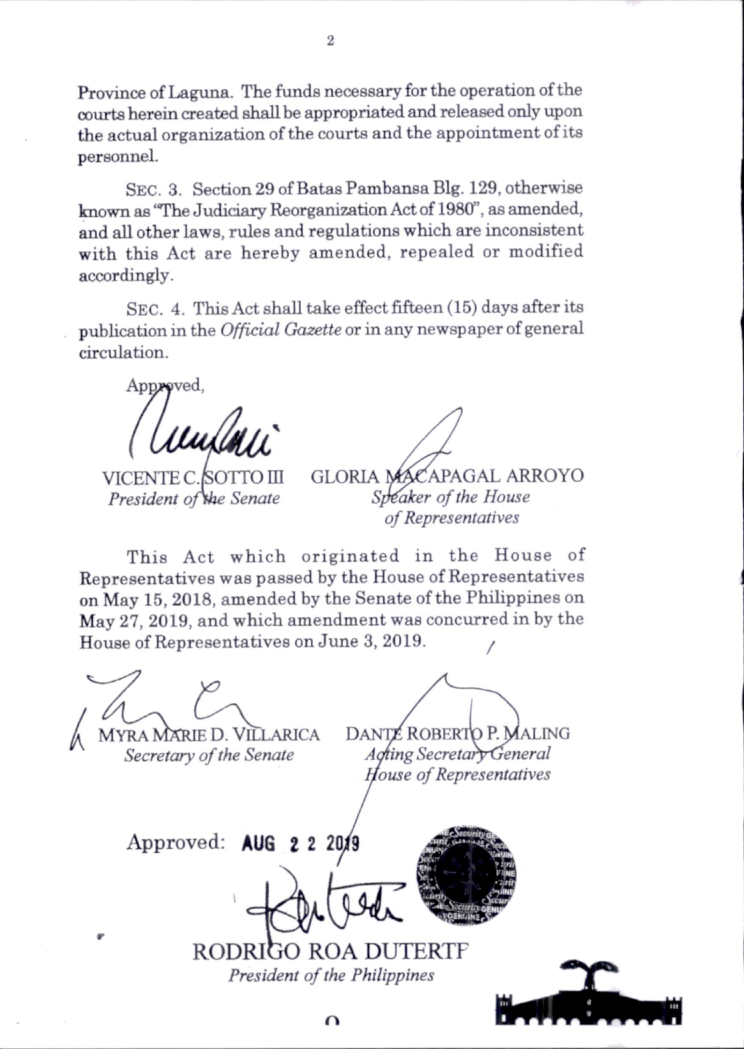Province of Laguna. The funds necessary for the operation of the courts herein created shall be appropriated and released only upon the actual organization of the courts and the appointment of its personnel.

SEC. 3. Section 29 of Batas Pambansa Blg. 129, otherwise known as "The Judiciary Reorganization Act of 1980", as amended, and all other laws, rules and regulations which are inconsistent with this Act are hereby amended, repealed or modified accordingly.

SEC. 4. This Act shall take effect fifteen (15) days after its publication in the *Official Gazette* or in any newspaper of general circulation.

Approved,

VICENTE C. SOTTO III
*President of the Senate*

GLORIA MACAPAGAL ARROYO
*Speaker of the House of Representatives*

This Act which originated in the House of Representatives was passed by the House of Representatives on May 15, 2018, amended by the Senate of the Philippines on May 27, 2019, and which amendment was concurred in by the House of Representatives on June 3, 2019.

MYRA MARIE D. VILLARICA
*Secretary of the Senate*

DANTE ROBERTO P. MALING
*Acting Secretary General*
*House of Representatives*

Approved: **AUG 22 2019**

RODRIGO ROA DUTERTE
*President of the Philippines*